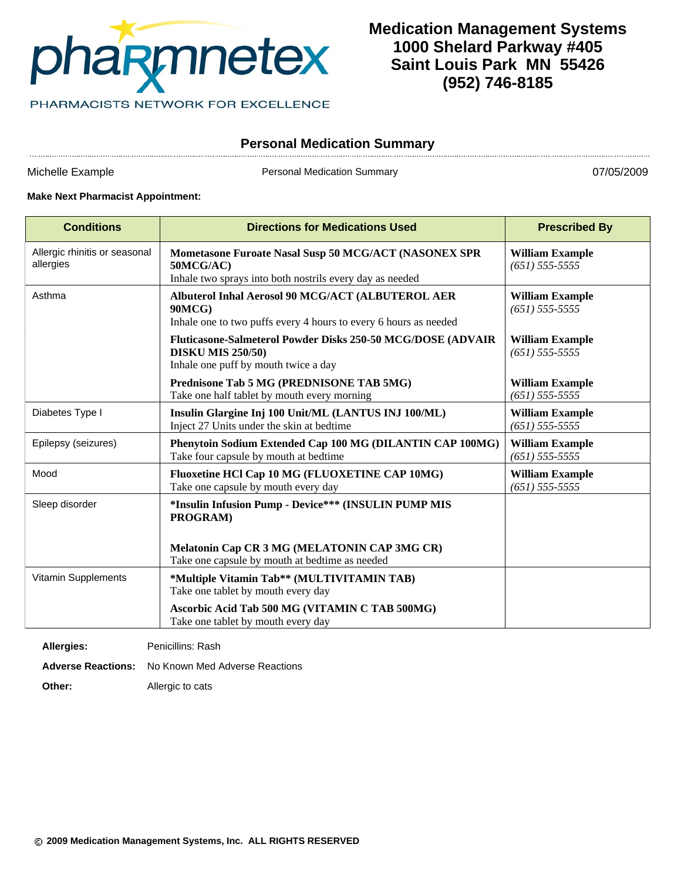pharmnetex

PHARMACISTS NETWORK FOR EXCELLENCE

**Medication Management Systems**
**1000 Shelard Parkway #405**
**Saint Louis Park MN 55426**
**(952) 746-8185**

## Personal Medication Summary

Michelle Example | Personal Medication Summary | 07/05/2009

**Make Next Pharmacist Appointment:**

| Conditions | Directions for Medications Used | Prescribed By |
|---|---|---|
| Allergic rhinitis or seasonal allergies | **Mometasone Furoate Nasal Susp 50 MCG/ACT (NASONEX SPR 50MCG/AC)**<br>Inhale two sprays into both nostrils every day as needed | **William Example**<br>*(651) 555-5555* |
| Asthma | **Albuterol Inhal Aerosol 90 MCG/ACT (ALBUTEROL AER 90MCG)**<br>Inhale one to two puffs every 4 hours to every 6 hours as needed | **William Example**<br>*(651) 555-5555* |
| | **Fluticasone-Salmeterol Powder Disks 250-50 MCG/DOSE (ADVAIR DISKU MIS 250/50)**<br>Inhale one puff by mouth twice a day | **William Example**<br>*(651) 555-5555* |
| | **Prednisone Tab 5 MG (PREDNISONE TAB 5MG)**<br>Take one half tablet by mouth every morning | **William Example**<br>*(651) 555-5555* |
| Diabetes Type I | **Insulin Glargine Inj 100 Unit/ML (LANTUS INJ 100/ML)**<br>Inject 27 Units under the skin at bedtime | **William Example**<br>*(651) 555-5555* |
| Epilepsy (seizures) | **Phenytoin Sodium Extended Cap 100 MG (DILANTIN CAP 100MG)**<br>Take four capsule by mouth at bedtime | **William Example**<br>*(651) 555-5555* |
| Mood | **Fluoxetine HCl Cap 10 MG (FLUOXETINE CAP 10MG)**<br>Take one capsule by mouth every day | **William Example**<br>*(651) 555-5555* |
| Sleep disorder | **\*Insulin Infusion Pump - Device\*\*\* (INSULIN PUMP MIS PROGRAM)** | |
| | **Melatonin Cap CR 3 MG (MELATONIN CAP 3MG CR)**<br>Take one capsule by mouth at bedtime as needed | |
| Vitamin Supplements | **\*Multiple Vitamin Tab\*\* (MULTIVITAMIN TAB)**<br>Take one tablet by mouth every day | |
| | **Ascorbic Acid Tab 500 MG (VITAMIN C TAB 500MG)**<br>Take one tablet by mouth every day | |

**Allergies:** Penicillins: Rash

**Adverse Reactions:** No Known Med Adverse Reactions

**Other:** Allergic to cats

**© 2009 Medication Management Systems, Inc. ALL RIGHTS RESERVED**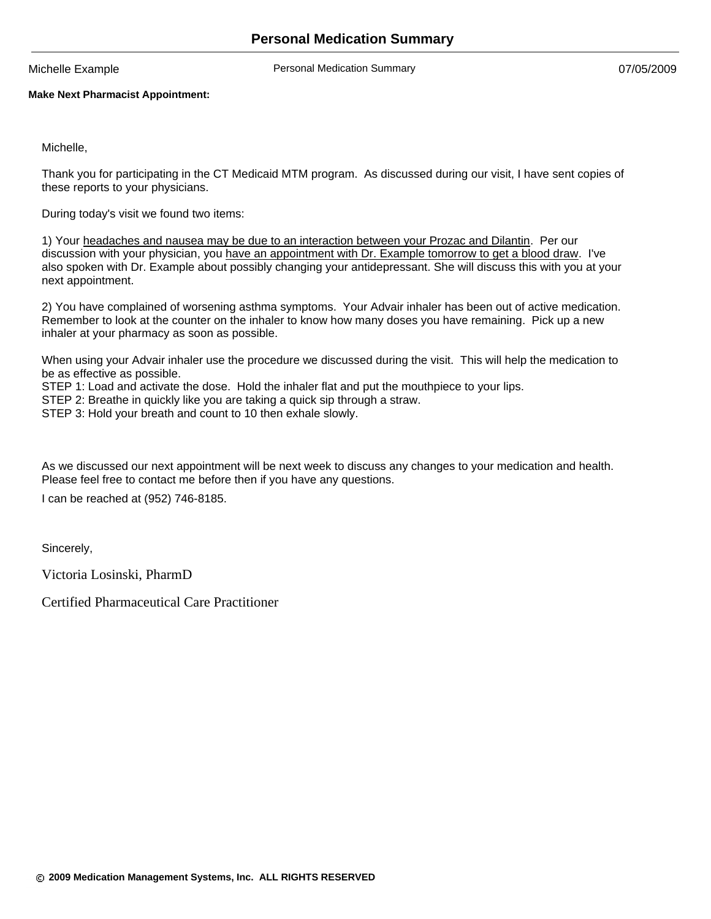# Personal Medication Summary

Michelle Example | Personal Medication Summary | 07/05/2009

**Make Next Pharmacist Appointment:**

Michelle,

Thank you for participating in the CT Medicaid MTM program. As discussed during our visit, I have sent copies of these reports to your physicians.

During today's visit we found two items:

1) Your <u>headaches and nausea may be due to an interaction between your Prozac and Dilantin</u>. Per our discussion with your physician, you <u>have an appointment with Dr. Example tomorrow to get a blood draw</u>. I've also spoken with Dr. Example about possibly changing your antidepressant. She will discuss this with you at your next appointment.

2) You have complained of worsening asthma symptoms. Your Advair inhaler has been out of active medication. Remember to look at the counter on the inhaler to know how many doses you have remaining. Pick up a new inhaler at your pharmacy as soon as possible.

When using your Advair inhaler use the procedure we discussed during the visit. This will help the medication to be as effective as possible.
STEP 1: Load and activate the dose. Hold the inhaler flat and put the mouthpiece to your lips.
STEP 2: Breathe in quickly like you are taking a quick sip through a straw.
STEP 3: Hold your breath and count to 10 then exhale slowly.

As we discussed our next appointment will be next week to discuss any changes to your medication and health. Please feel free to contact me before then if you have any questions.

I can be reached at (952) 746-8185.

Sincerely,

Victoria Losinski, PharmD

Certified Pharmaceutical Care Practitioner

© 2009 Medication Management Systems, Inc. ALL RIGHTS RESERVED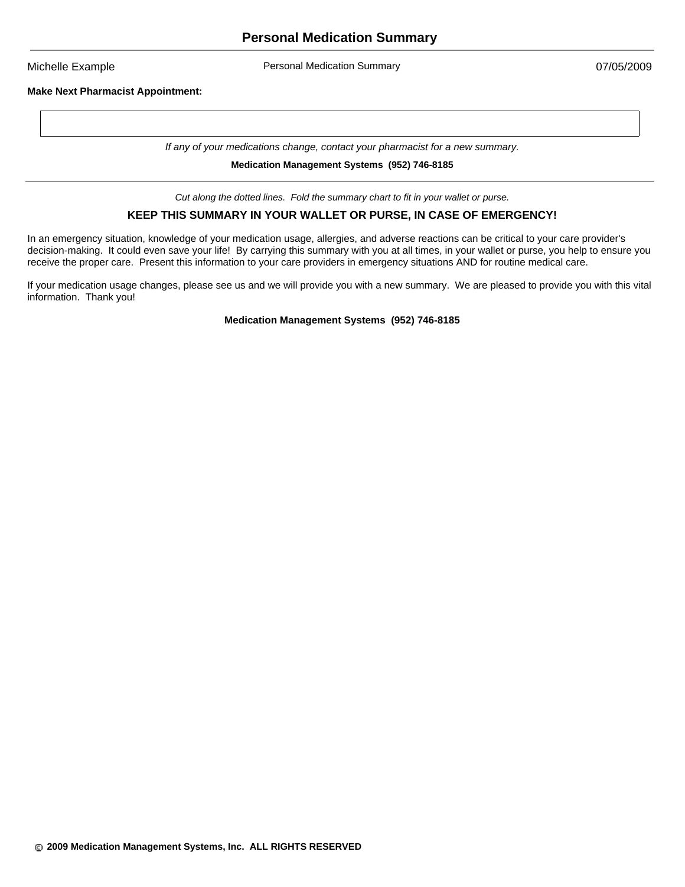# Personal Medication Summary

Michelle Example — Personal Medication Summary — 07/05/2009

**Make Next Pharmacist Appointment:**

| |
|---|
| |

*If any of your medications change, contact your pharmacist for a new summary.*

**Medication Management Systems (952) 746-8185**

---

*Cut along the dotted lines. Fold the summary chart to fit in your wallet or purse.*

## KEEP THIS SUMMARY IN YOUR WALLET OR PURSE, IN CASE OF EMERGENCY!

In an emergency situation, knowledge of your medication usage, allergies, and adverse reactions can be critical to your care provider's decision-making. It could even save your life! By carrying this summary with you at all times, in your wallet or purse, you help to ensure you receive the proper care. Present this information to your care providers in emergency situations AND for routine medical care.

If your medication usage changes, please see us and we will provide you with a new summary. We are pleased to provide you with this vital information. Thank you!

**Medication Management Systems (952) 746-8185**

**© 2009 Medication Management Systems, Inc. ALL RIGHTS RESERVED**